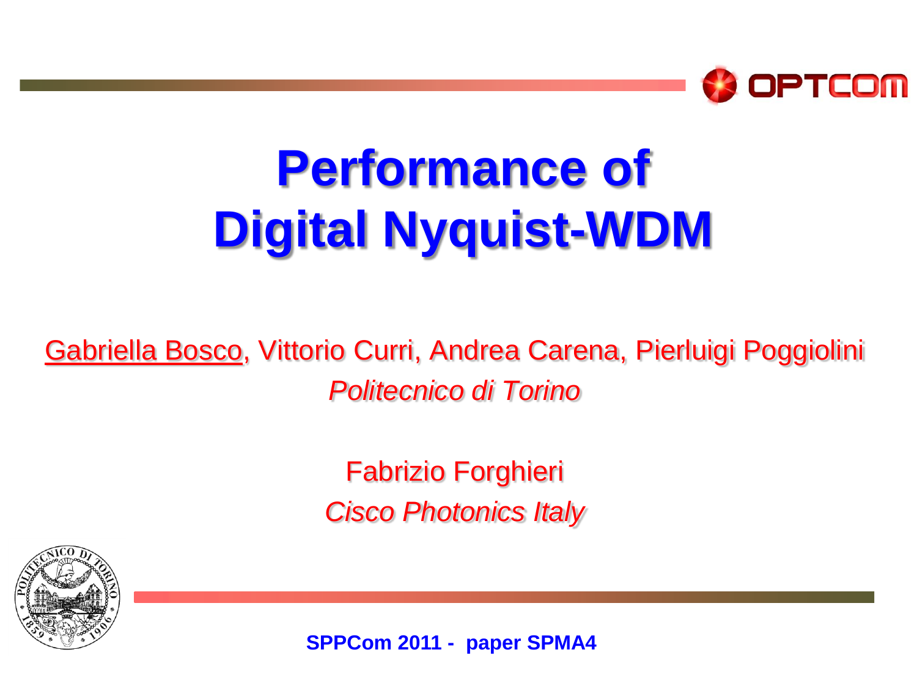# Performance of Digital Nyquist-WDM

Gabriella Bosco, Vittorio Curri, Andrea Carena, Pierluigi Poggiolini

*Politecnico di Torino*

Fabrizio Forghieri

*Cisco Photonics Italy*

**SPPCom 2011 - paper SPMA4**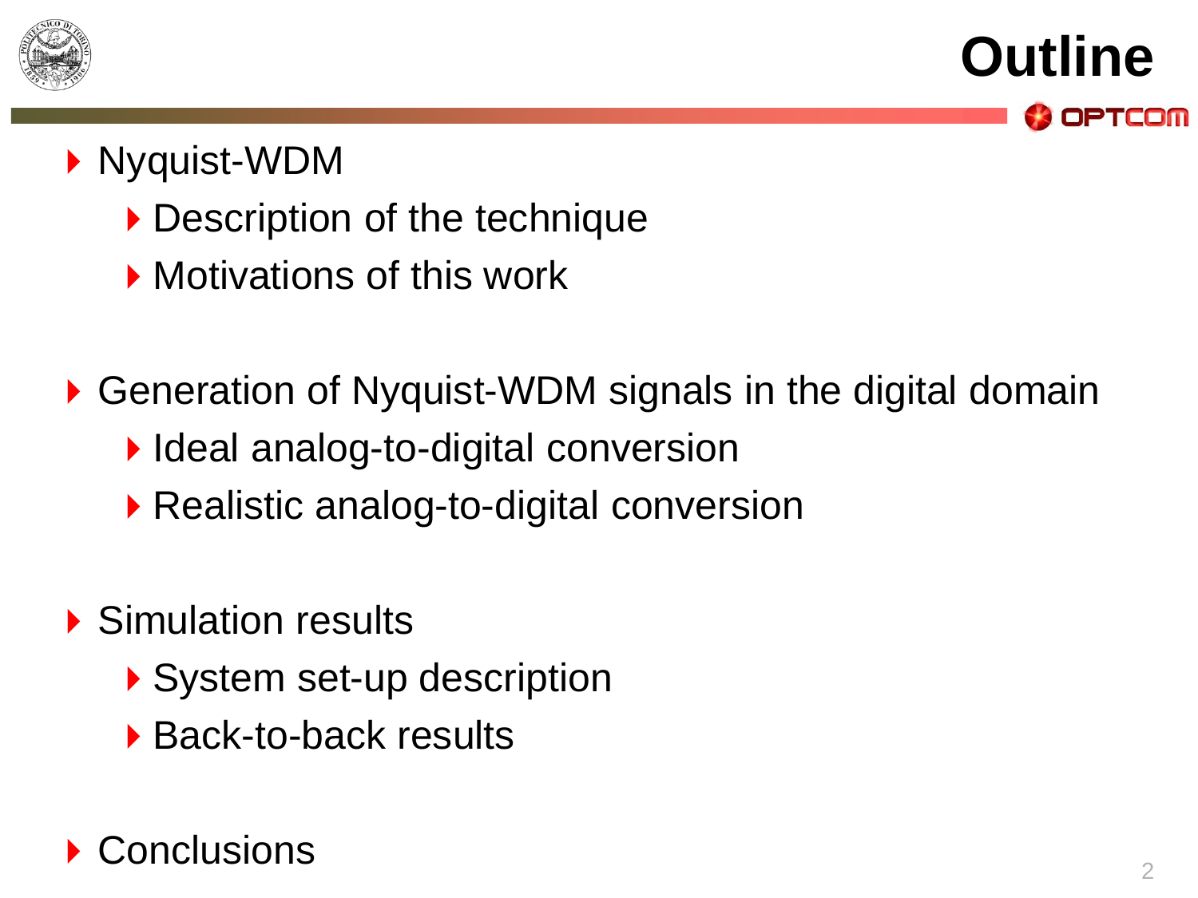# Outline

- Nyquist-WDM
  - Description of the technique
  - Motivations of this work
- Generation of Nyquist-WDM signals in the digital domain
  - Ideal analog-to-digital conversion
  - Realistic analog-to-digital conversion
- Simulation results
  - System set-up description
  - Back-to-back results
- Conclusions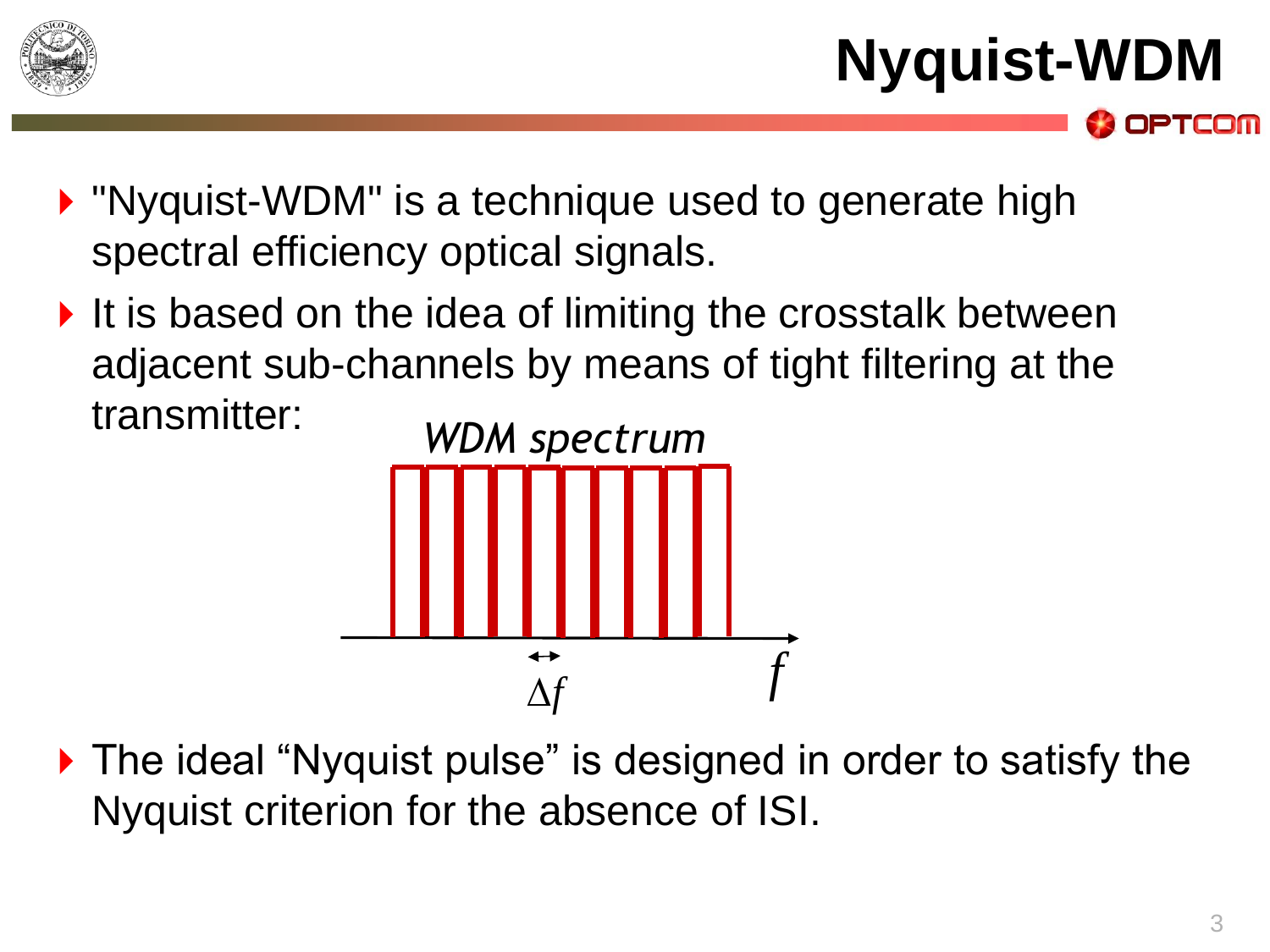# Nyquist-WDM

- "Nyquist-WDM" is a technique used to generate high spectral efficiency optical signals.
- It is based on the idea of limiting the crosstalk between adjacent sub-channels by means of tight filtering at the transmitter:

*WDM spectrum*

$\Delta f$ $\quad f$

- The ideal "Nyquist pulse" is designed in order to satisfy the Nyquist criterion for the absence of ISI.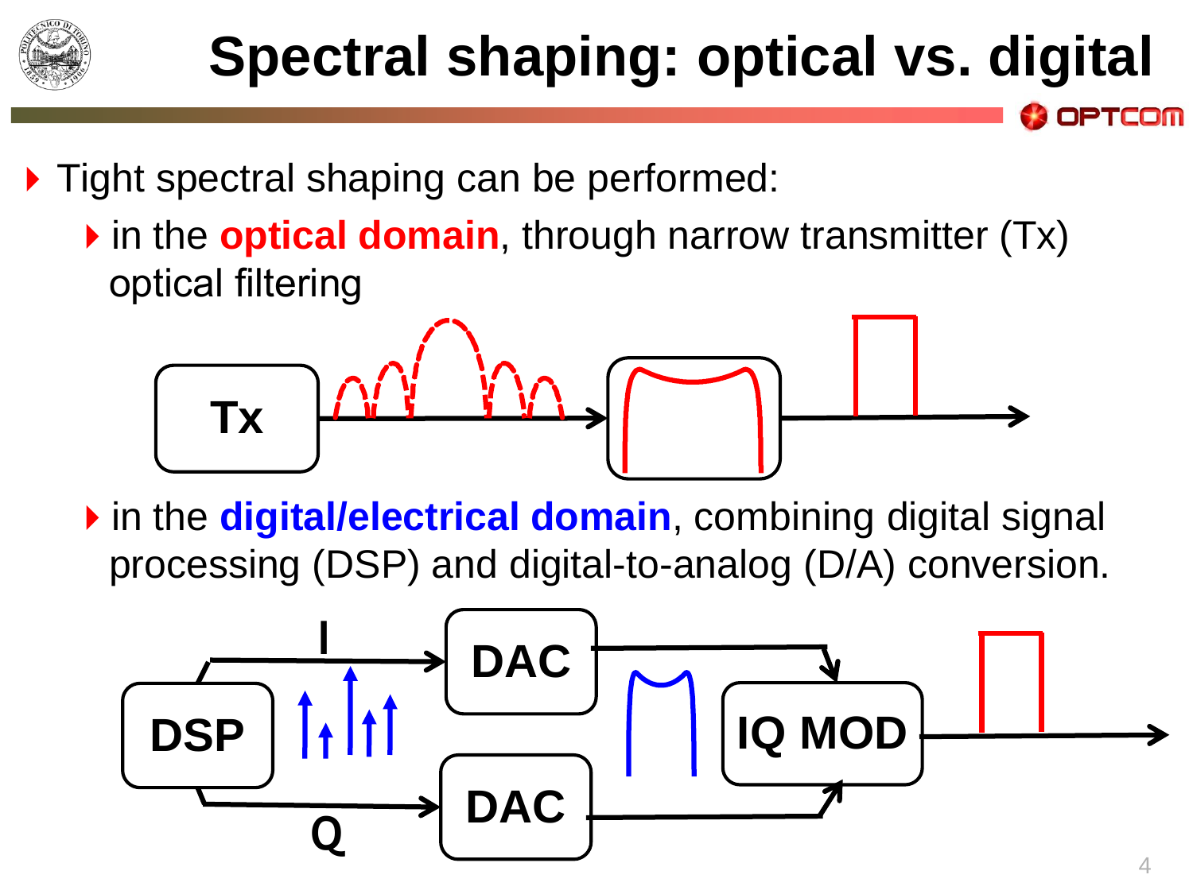# Spectral shaping: optical vs. digital

- Tight spectral shaping can be performed:
  - in the **optical domain**, through narrow transmitter (Tx) optical filtering
  - in the **digital/electrical domain**, combining digital signal processing (DSP) and digital-to-analog (D/A) conversion.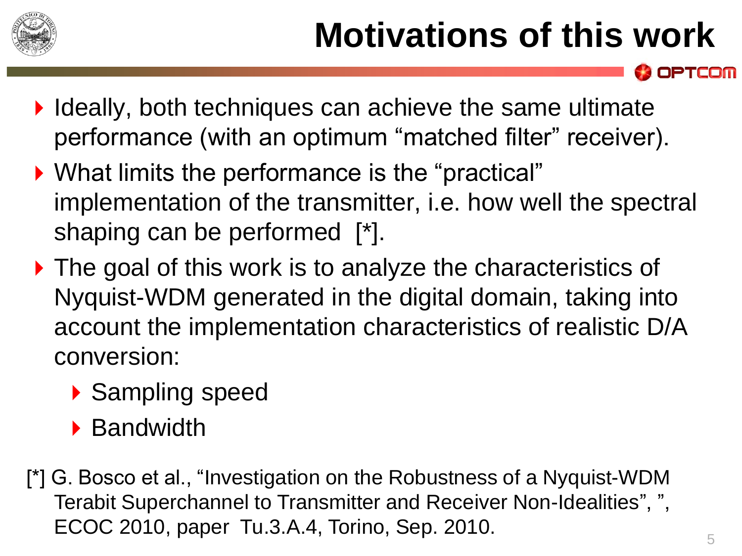# Motivations of this work

- Ideally, both techniques can achieve the same ultimate performance (with an optimum "matched filter" receiver).
- What limits the performance is the "practical" implementation of the transmitter, i.e. how well the spectral shaping can be performed [*].
- The goal of this work is to analyze the characteristics of Nyquist-WDM generated in the digital domain, taking into account the implementation characteristics of realistic D/A conversion:
  - Sampling speed
  - Bandwidth

[*] G. Bosco et al., "Investigation on the Robustness of a Nyquist-WDM Terabit Superchannel to Transmitter and Receiver Non-Idealities", ", ECOC 2010, paper Tu.3.A.4, Torino, Sep. 2010.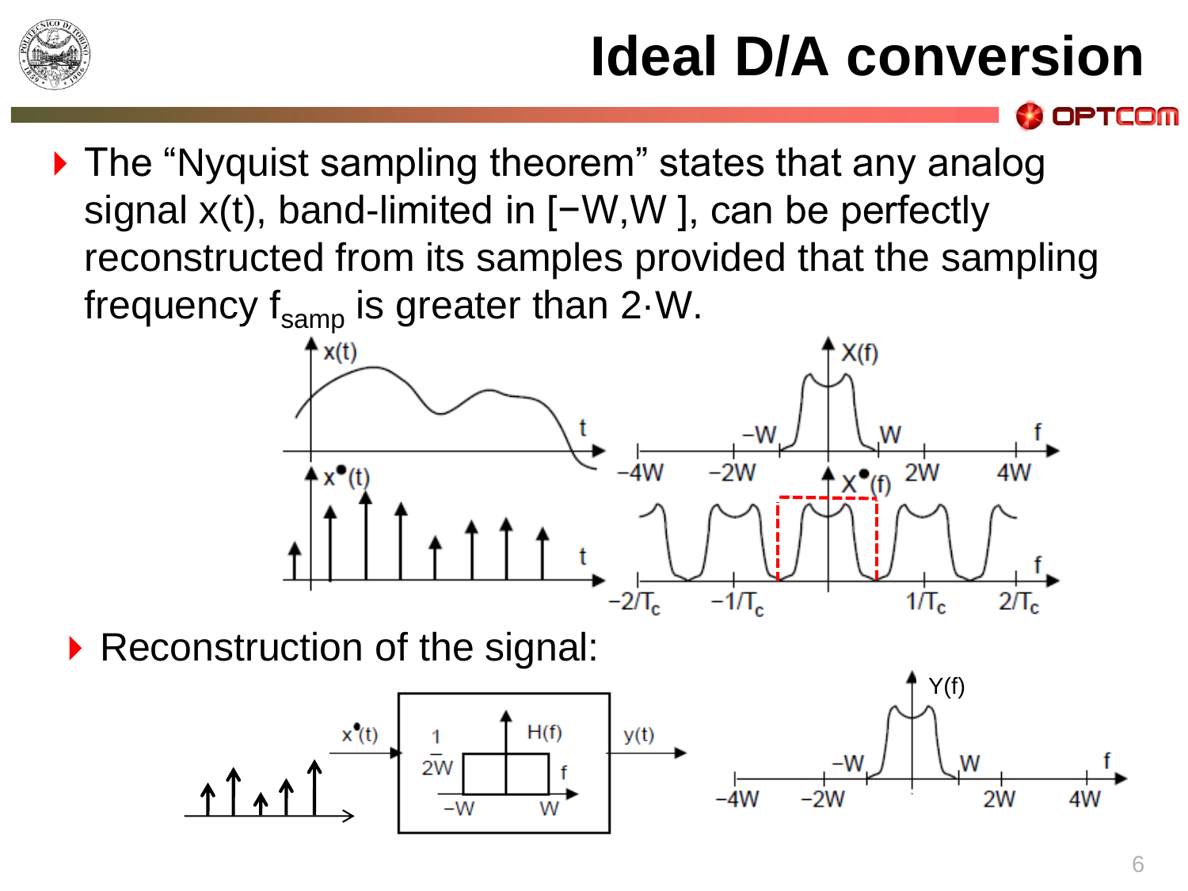# Ideal D/A conversion

- The "Nyquist sampling theorem" states that any analog signal x(t), band-limited in [−W,W ], can be perfectly reconstructed from its samples provided that the sampling frequency $f_{samp}$ is greater than 2·W.

- Reconstruction of the signal: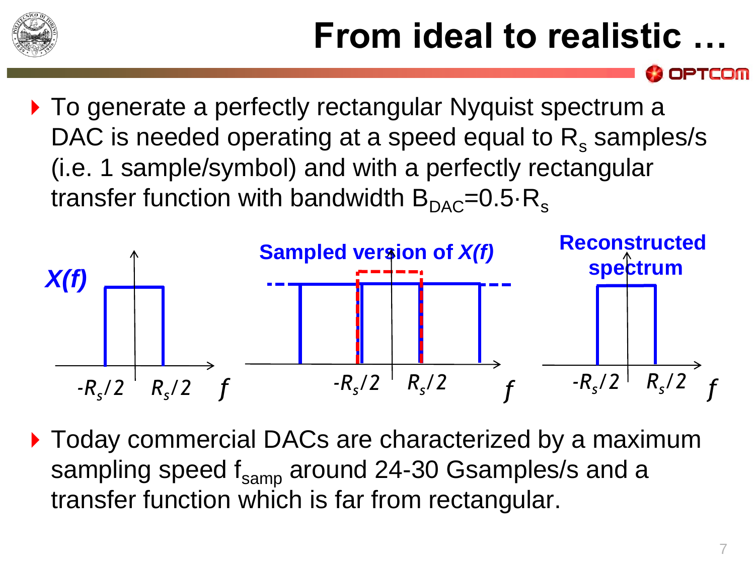# From ideal to realistic …

- To generate a perfectly rectangular Nyquist spectrum a DAC is needed operating at a speed equal to $R_s$ samples/s (i.e. 1 sample/symbol) and with a perfectly rectangular transfer function with bandwidth $B_{DAC}=0.5 \cdot R_s$

*X(f)*

$-R_s/2$ $R_s/2$ $f$

**Sampled version of *X(f)***

$-R_s/2$ $R_s/2$ $f$

**Reconstructed spectrum**

$-R_s/2$ $R_s/2$ $f$

- Today commercial DACs are characterized by a maximum sampling speed $f_{samp}$ around 24-30 Gsamples/s and a transfer function which is far from rectangular.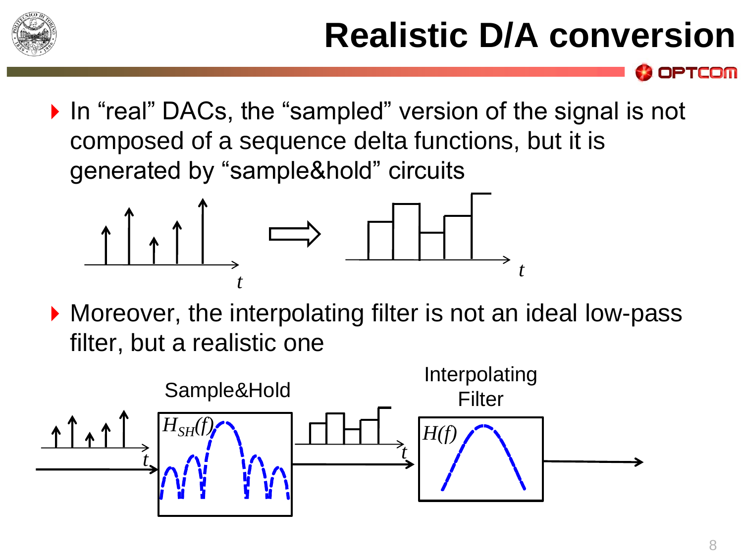# Realistic D/A conversion

- In "real" DACs, the "sampled" version of the signal is not composed of a sequence delta functions, but it is generated by "sample&hold" circuits

- Moreover, the interpolating filter is not an ideal low-pass filter, but a realistic one

Sample&Hold — $H_{SH}(f)$

Interpolating Filter — $H(f)$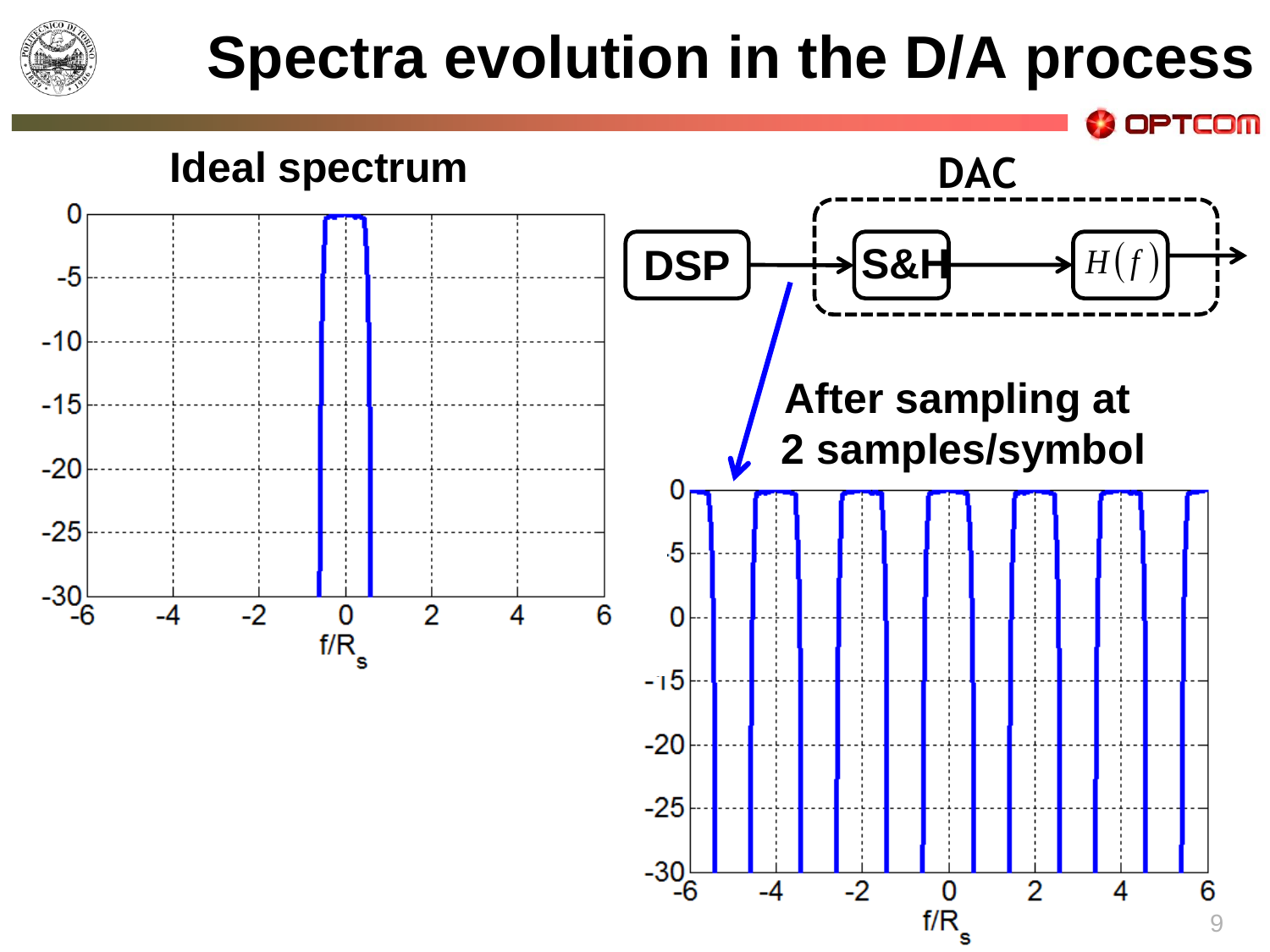# Spectra evolution in the D/A process

## Ideal spectrum

Plot: y-axis from 0 to -30 (ticks 0, -5, -10, -15, -20, -25, -30); x-axis $f/R_s$ from -6 to 6.

## DAC

DSP → S&H → $H(f)$ →

## After sampling at 2 samples/symbol

Plot: y-axis from 0 to -30 (ticks 0, -5, -10, -15, -20, -25, -30); x-axis $f/R_s$ from -6 to 6.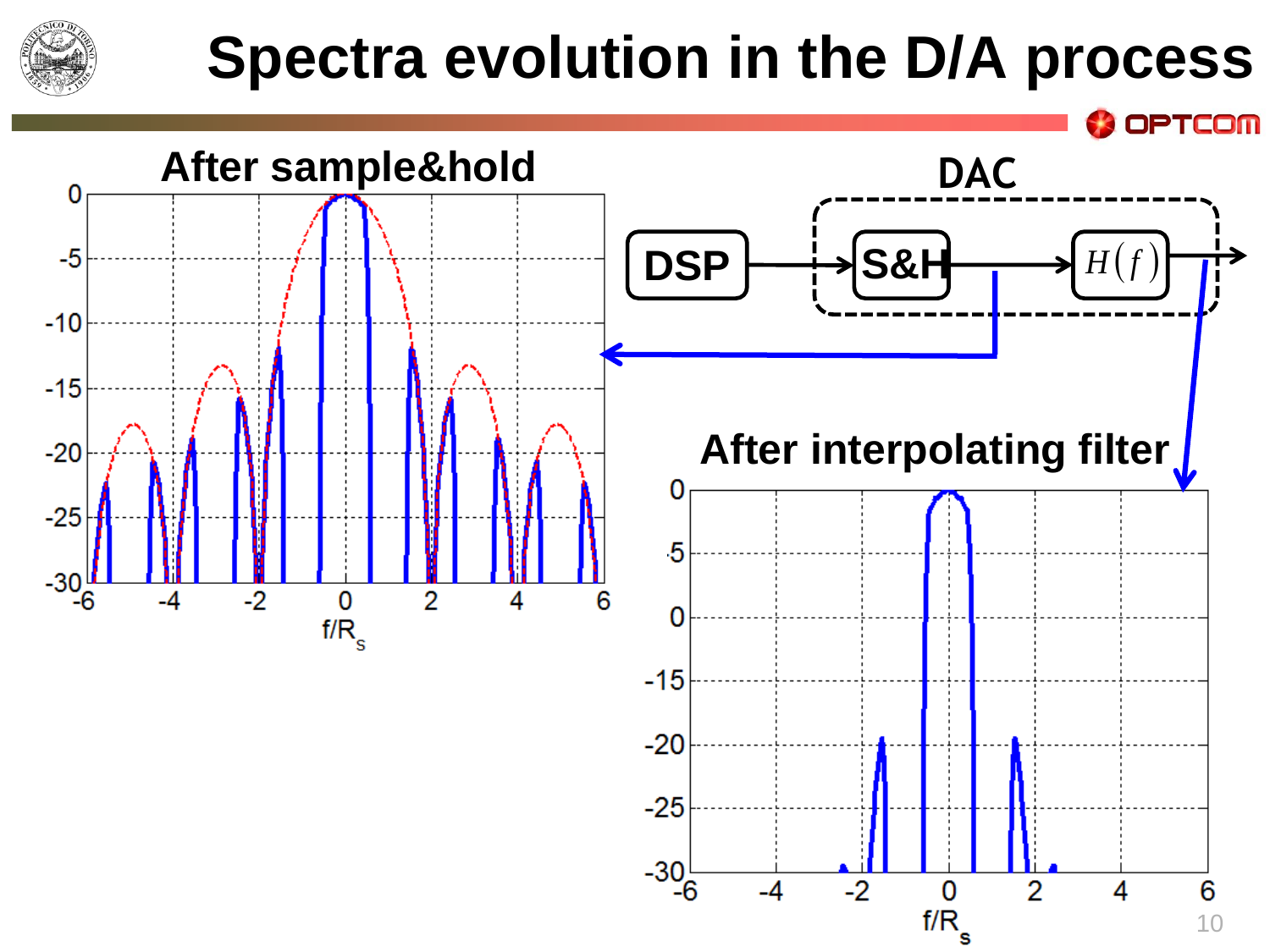# Spectra evolution in the D/A process

**After sample&hold**

0, -5, -10, -15, -20, -25, -30

-6, -4, -2, 0, 2, 4, 6

$f/R_s$

**DAC**

DSP → S&H → $H(f)$ →

**After interpolating filter**

0, -5, -10, -15, -20, -25, -30

-6, -4, -2, 0, 2, 4, 6

$f/R_s$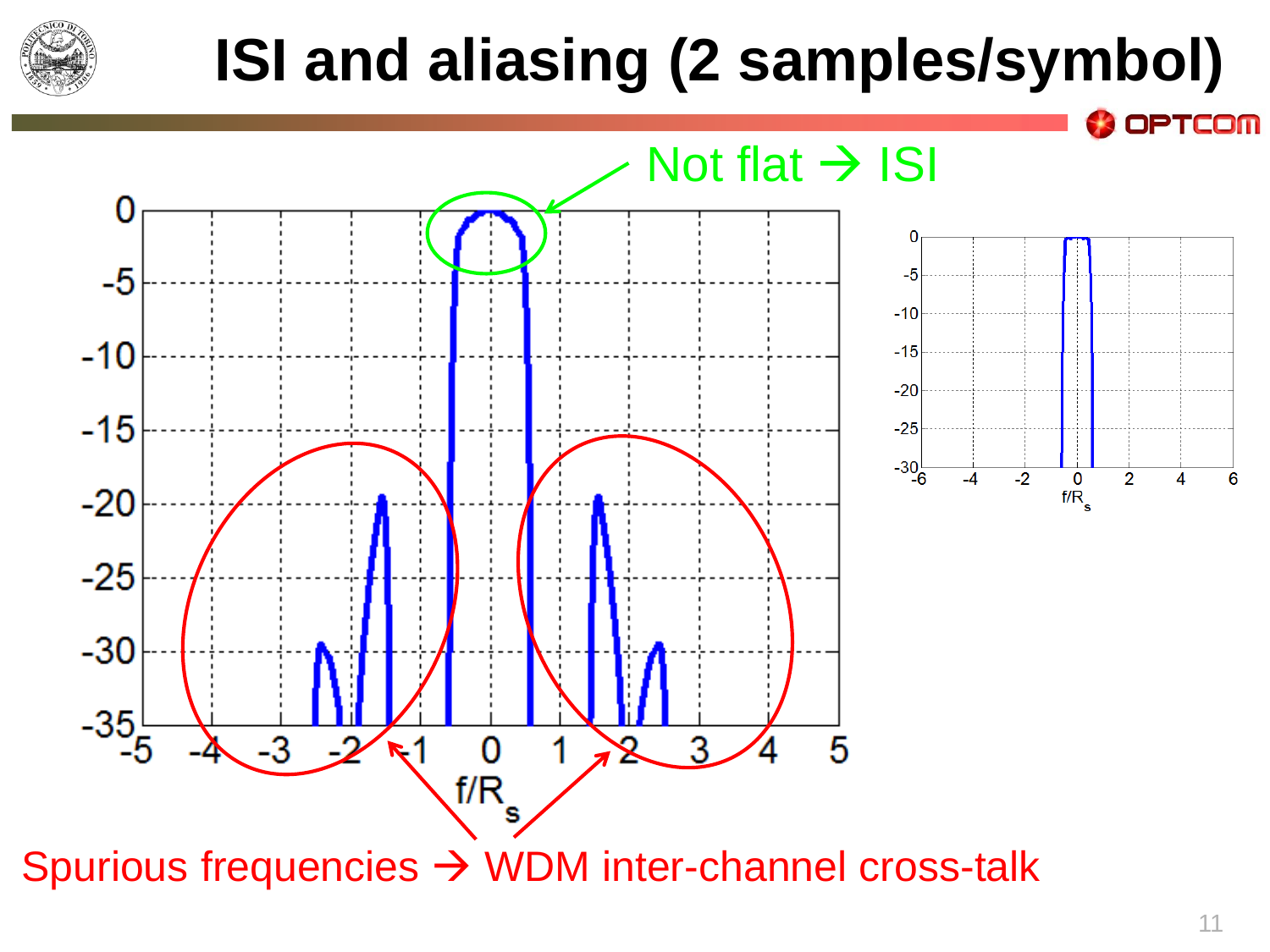# ISI and aliasing (2 samples/symbol)

Not flat → ISI

Spurious frequencies → WDM inter-channel cross-talk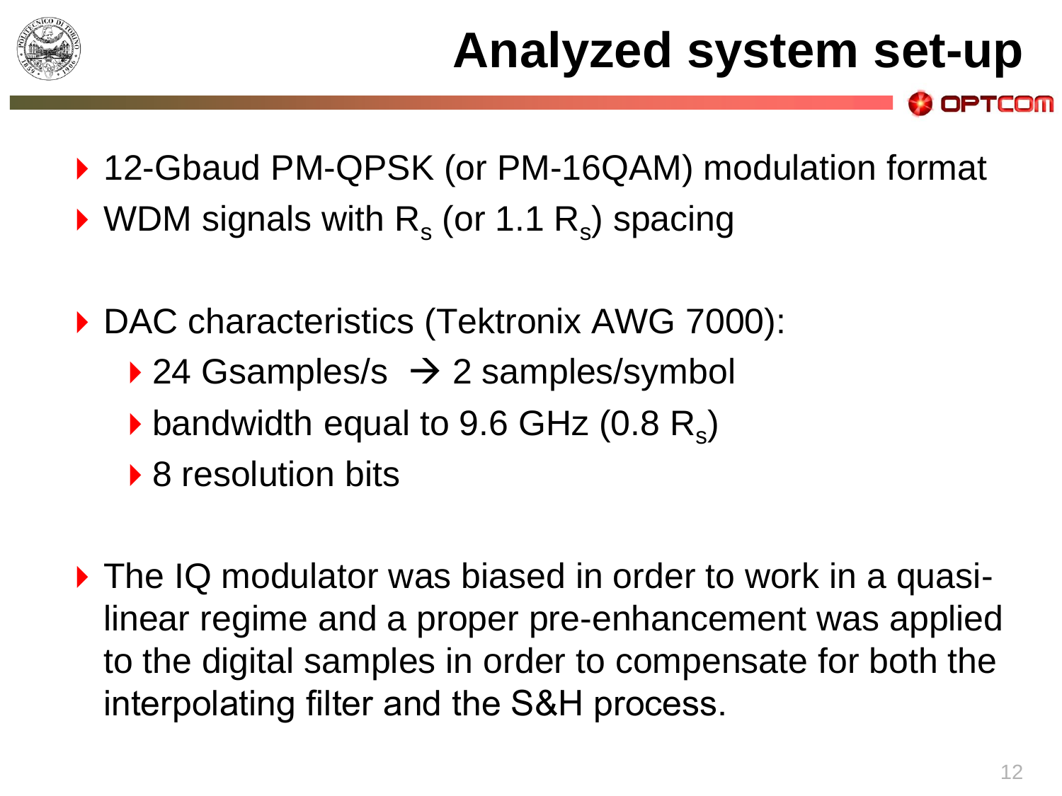# Analyzed system set-up

- 12-Gbaud PM-QPSK (or PM-16QAM) modulation format
- WDM signals with $R_s$ (or 1.1 $R_s$) spacing

- DAC characteristics (Tektronix AWG 7000):
  - 24 Gsamples/s → 2 samples/symbol
  - bandwidth equal to 9.6 GHz (0.8 $R_s$)
  - 8 resolution bits

- The IQ modulator was biased in order to work in a quasi-linear regime and a proper pre-enhancement was applied to the digital samples in order to compensate for both the interpolating filter and the S&H process.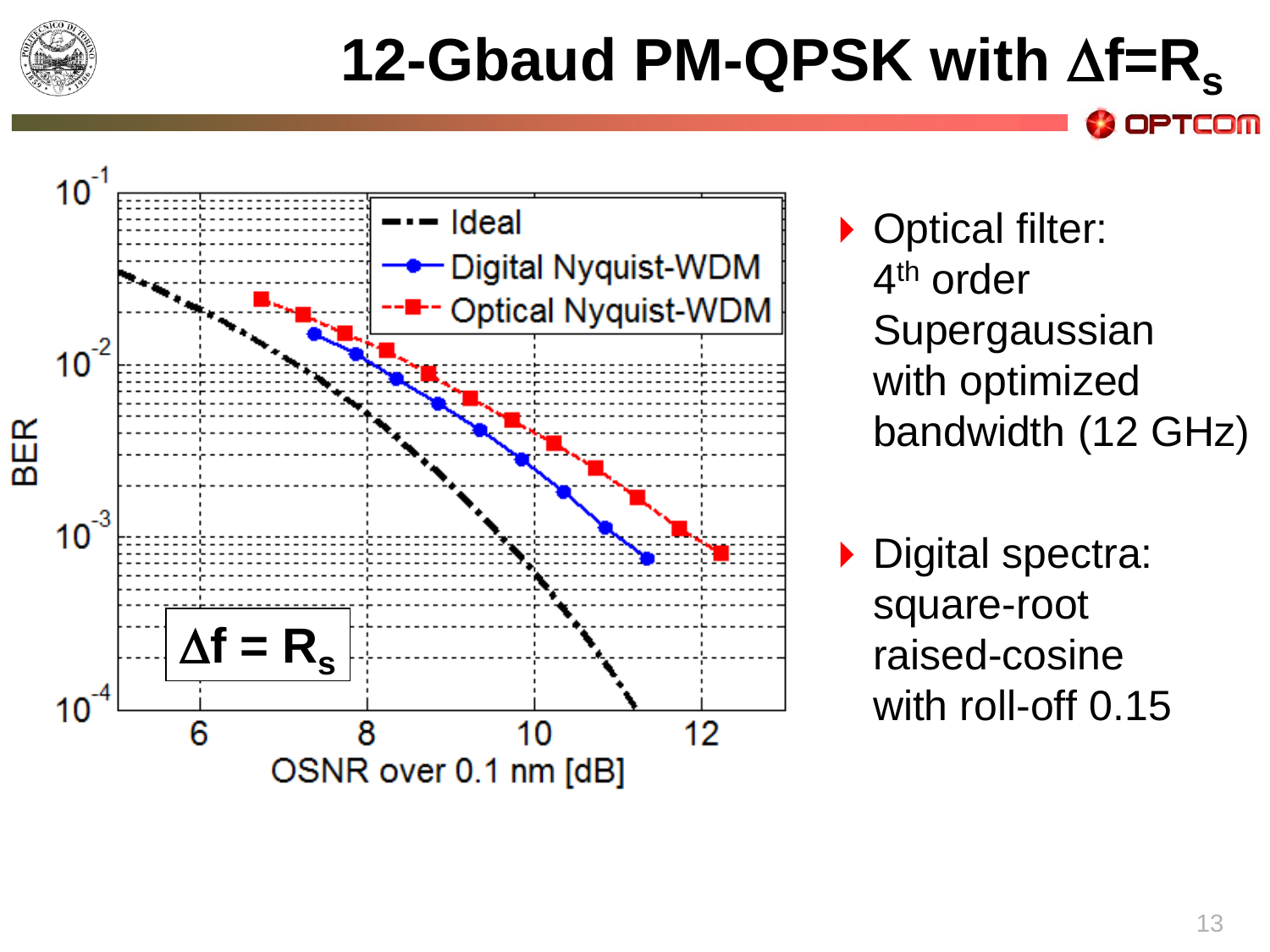# 12-Gbaud PM-QPSK with $\Delta f = R_s$

- Optical filter: 4th order Supergaussian with optimized bandwidth (12 GHz)
- Digital spectra: square-root raised-cosine with roll-off 0.15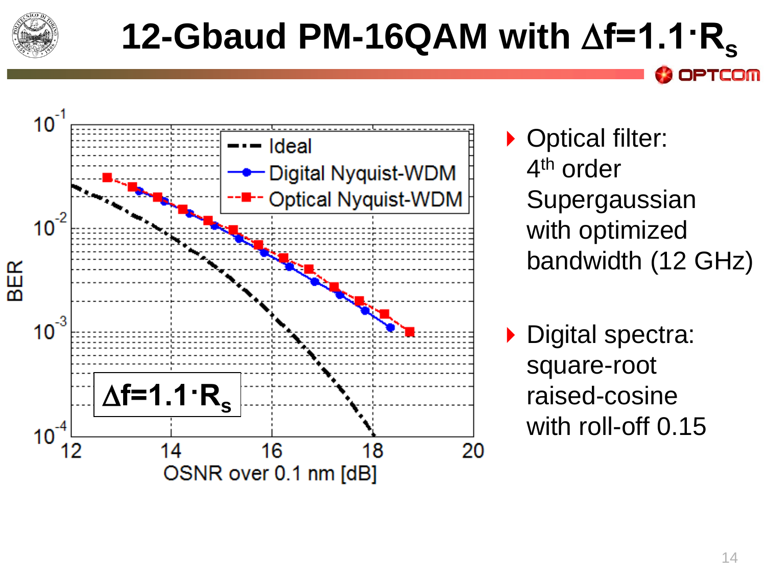# 12-Gbaud PM-16QAM with $\Delta f=1.1 \cdot R_s$

- Optical filter: $4^{th}$ order Supergaussian with optimized bandwidth (12 GHz)
- Digital spectra: square-root raised-cosine with roll-off 0.15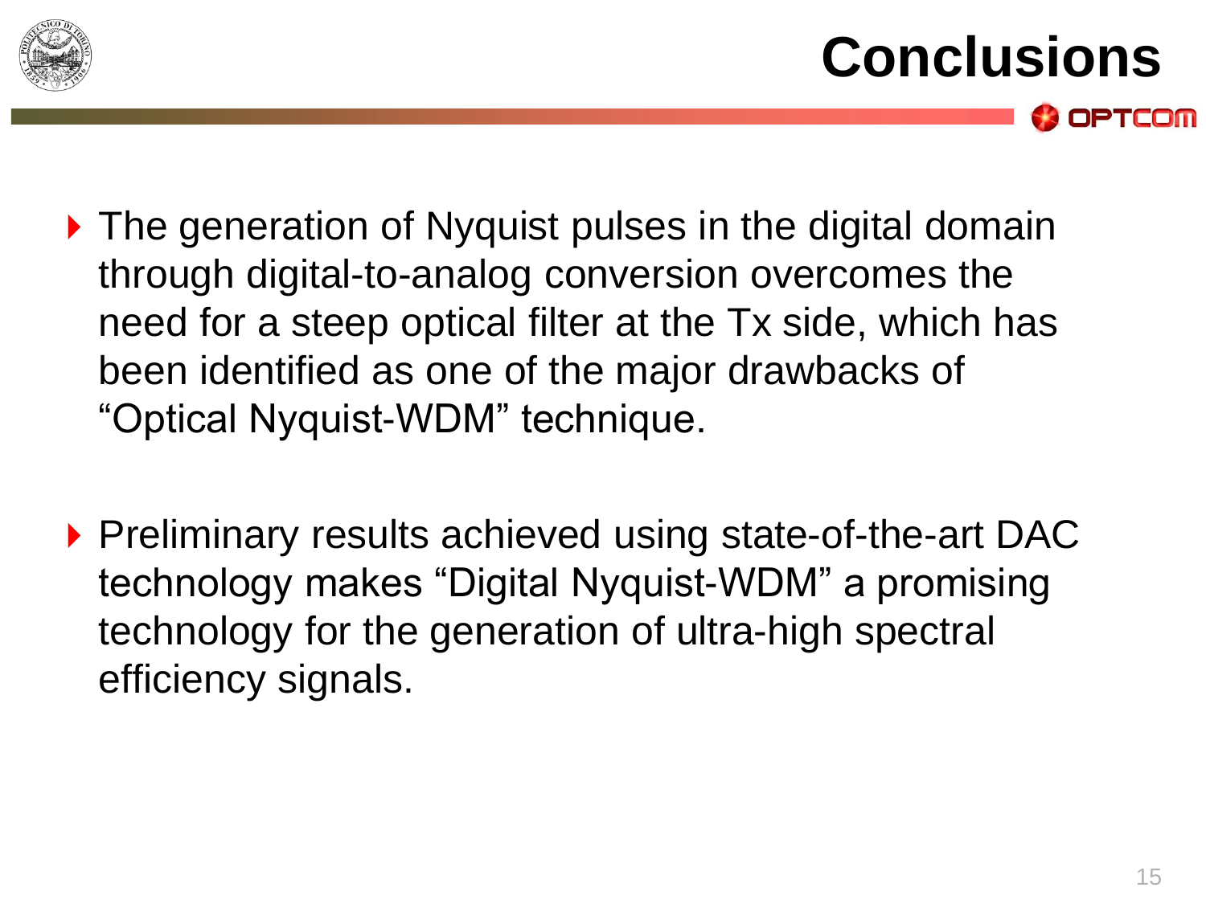# Conclusions

- The generation of Nyquist pulses in the digital domain through digital-to-analog conversion overcomes the need for a steep optical filter at the Tx side, which has been identified as one of the major drawbacks of "Optical Nyquist-WDM" technique.

- Preliminary results achieved using state-of-the-art DAC technology makes "Digital Nyquist-WDM" a promising technology for the generation of ultra-high spectral efficiency signals.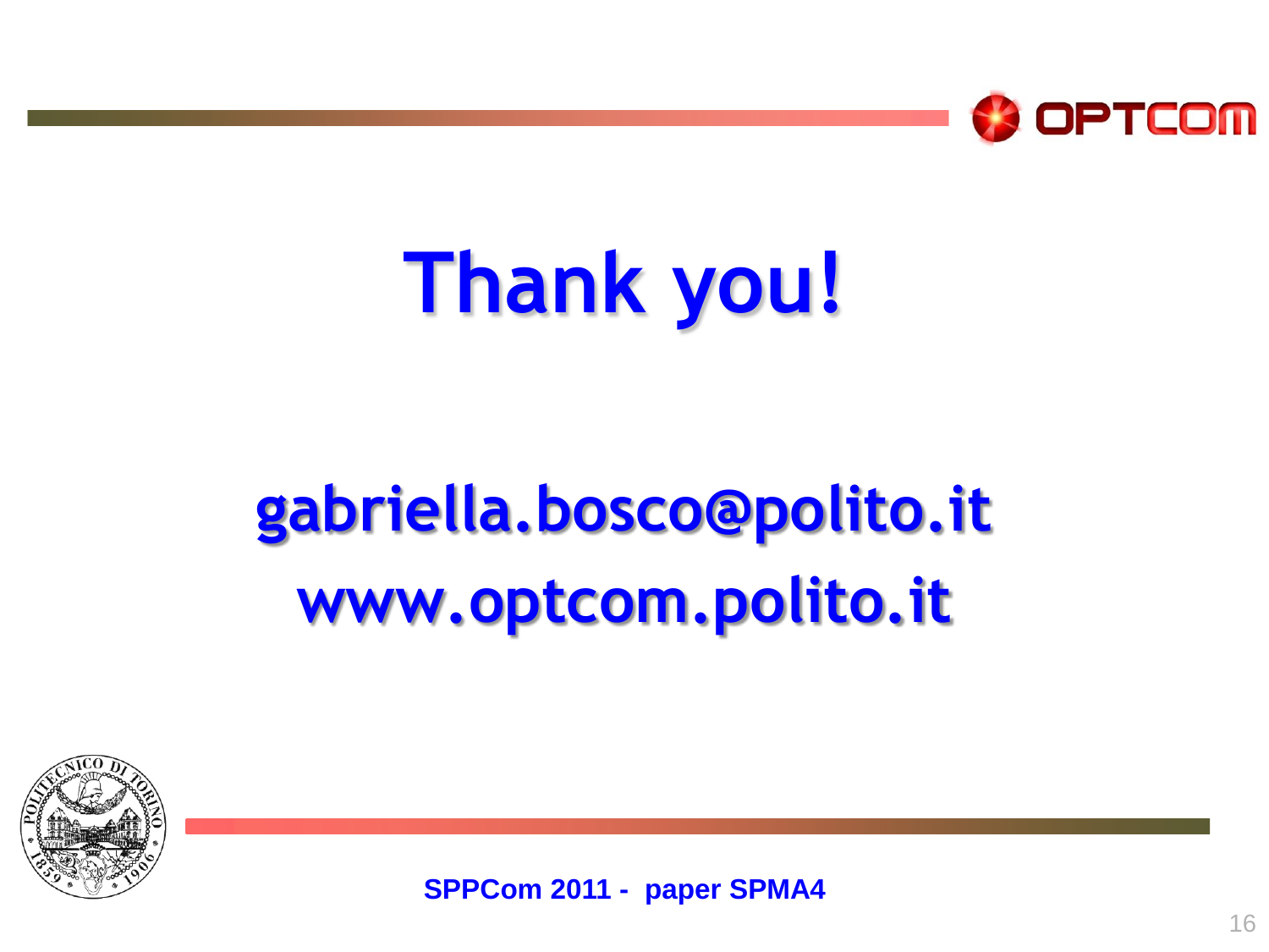# Thank you!

**gabriella.bosco@polito.it**
**www.optcom.polito.it**